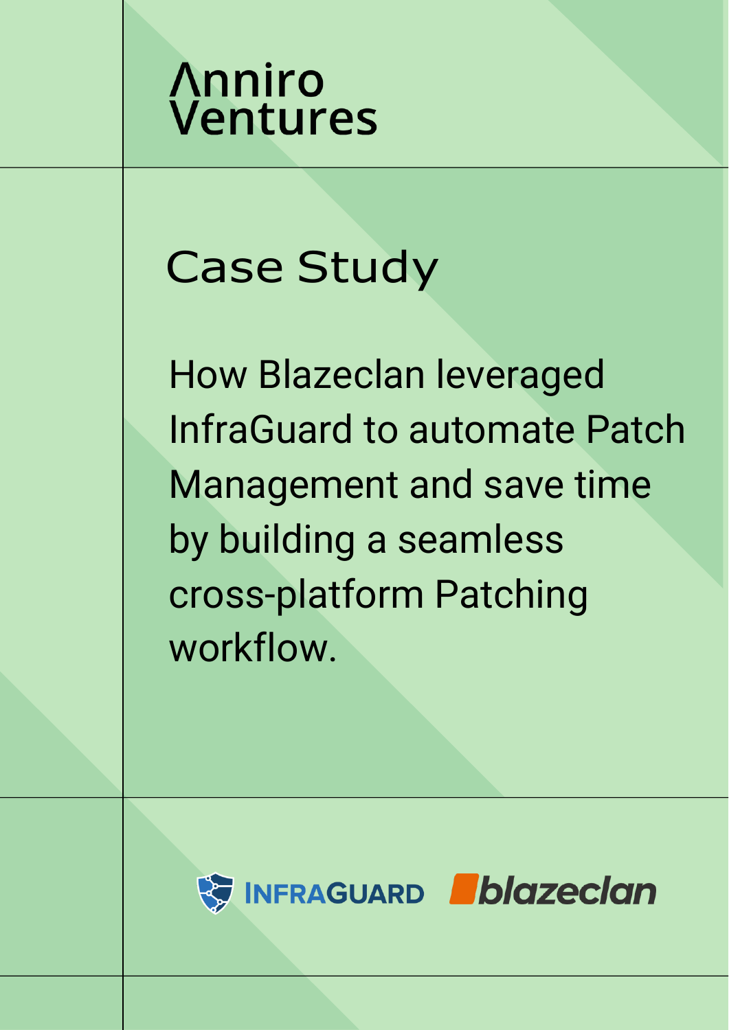Anniro Ventures

# Case Study

How Blazeclan leveraged InfraGuard to automate Patch Management and save time by building a seamless cross-platform Patching workflow.

INFRAGUARD blazeclan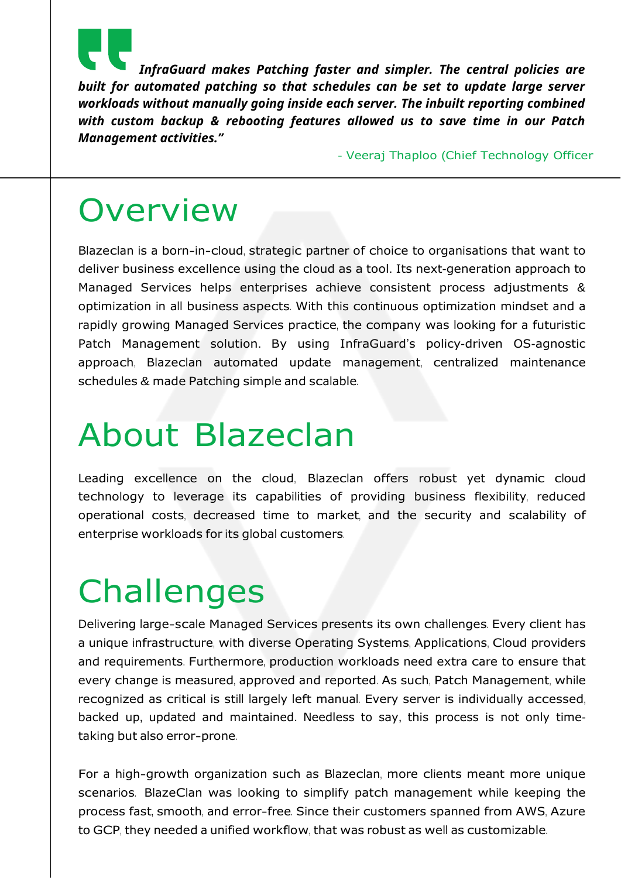> ***InfraGuard makes Patching faster and simpler. The central policies are built for automated patching so that schedules can be set to update large server workloads without manually going inside each server. The inbuilt reporting combined with custom backup & rebooting features allowed us to save time in our Patch Management activities."***
>
> \- Veeraj Thaploo (Chief Technology Officer

# Overview

Blazeclan is a born-in-cloud, strategic partner of choice to organisations that want to deliver business excellence using the cloud as a tool. Its next-generation approach to Managed Services helps enterprises achieve consistent process adjustments & optimization in all business aspects. With this continuous optimization mindset and a rapidly growing Managed Services practice, the company was looking for a futuristic Patch Management solution. By using InfraGuard's policy-driven OS-agnostic approach, Blazeclan automated update management, centralized maintenance schedules & made Patching simple and scalable.

# About Blazeclan

Leading excellence on the cloud, Blazeclan offers robust yet dynamic cloud technology to leverage its capabilities of providing business flexibility, reduced operational costs, decreased time to market, and the security and scalability of enterprise workloads for its global customers.

# Challenges

Delivering large-scale Managed Services presents its own challenges. Every client has a unique infrastructure, with diverse Operating Systems, Applications, Cloud providers and requirements. Furthermore, production workloads need extra care to ensure that every change is measured, approved and reported. As such, Patch Management, while recognized as critical is still largely left manual. Every server is individually accessed, backed up, updated and maintained. Needless to say, this process is not only time-taking but also error-prone.

For a high-growth organization such as Blazeclan, more clients meant more unique scenarios. BlazeClan was looking to simplify patch management while keeping the process fast, smooth, and error-free. Since their customers spanned from AWS, Azure to GCP, they needed a unified workflow, that was robust as well as customizable.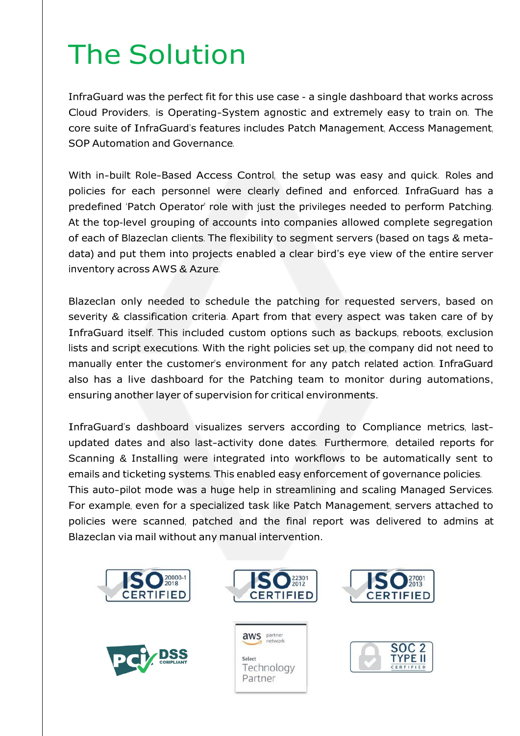# The Solution

InfraGuard was the perfect fit for this use case - a single dashboard that works across Cloud Providers, is Operating-System agnostic and extremely easy to train on. The core suite of InfraGuard's features includes Patch Management, Access Management, SOP Automation and Governance.

With in-built Role-Based Access Control, the setup was easy and quick. Roles and policies for each personnel were clearly defined and enforced. InfraGuard has a predefined 'Patch Operator' role with just the privileges needed to perform Patching. At the top-level grouping of accounts into companies allowed complete segregation of each of Blazeclan clients. The flexibility to segment servers (based on tags & meta-data) and put them into projects enabled a clear bird's eye view of the entire server inventory across AWS & Azure.

Blazeclan only needed to schedule the patching for requested servers, based on severity & classification criteria. Apart from that every aspect was taken care of by InfraGuard itself. This included custom options such as backups, reboots, exclusion lists and script executions. With the right policies set up, the company did not need to manually enter the customer's environment for any patch related action. InfraGuard also has a live dashboard for the Patching team to monitor during automations, ensuring another layer of supervision for critical environments.

InfraGuard's dashboard visualizes servers according to Compliance metrics, last-updated dates and also last-activity done dates. Furthermore, detailed reports for Scanning & Installing were integrated into workflows to be automatically sent to emails and ticketing systems. This enabled easy enforcement of governance policies.
This auto-pilot mode was a huge help in streamlining and scaling Managed Services. For example, even for a specialized task like Patch Management, servers attached to policies were scanned, patched and the final report was delivered to admins at Blazeclan via mail without any manual intervention.

ISO 20000-1 2018 CERTIFIED | ISO 22301 2012 CERTIFIED | ISO 27001 2013 CERTIFIED

PCI DSS COMPLIANT | aws partner network Select Technology Partner | SOC 2 TYPE II CERTIFIED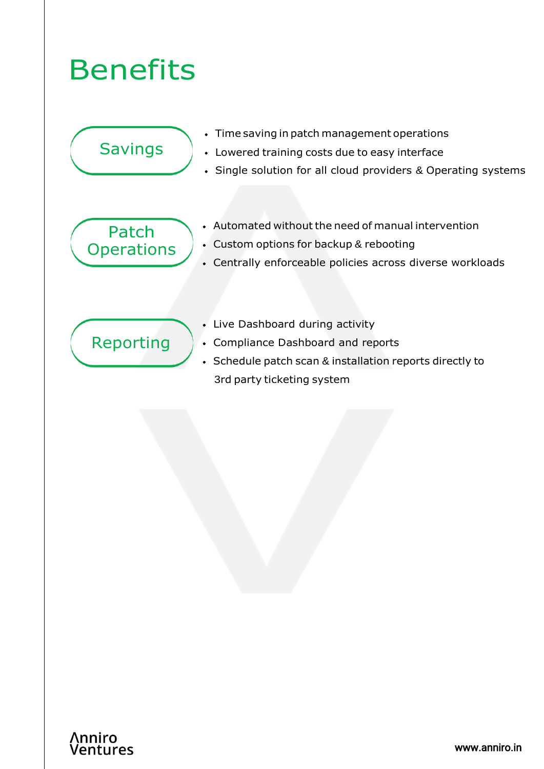# Benefits

**Savings**

- Time saving in patch management operations
- Lowered training costs due to easy interface
- Single solution for all cloud providers & Operating systems

**Patch Operations**

- Automated without the need of manual intervention
- Custom options for backup & rebooting
- Centrally enforceable policies across diverse workloads

**Reporting**

- Live Dashboard during activity
- Compliance Dashboard and reports
- Schedule patch scan & installation reports directly to 3rd party ticketing system

Anniro Ventures

www.anniro.in